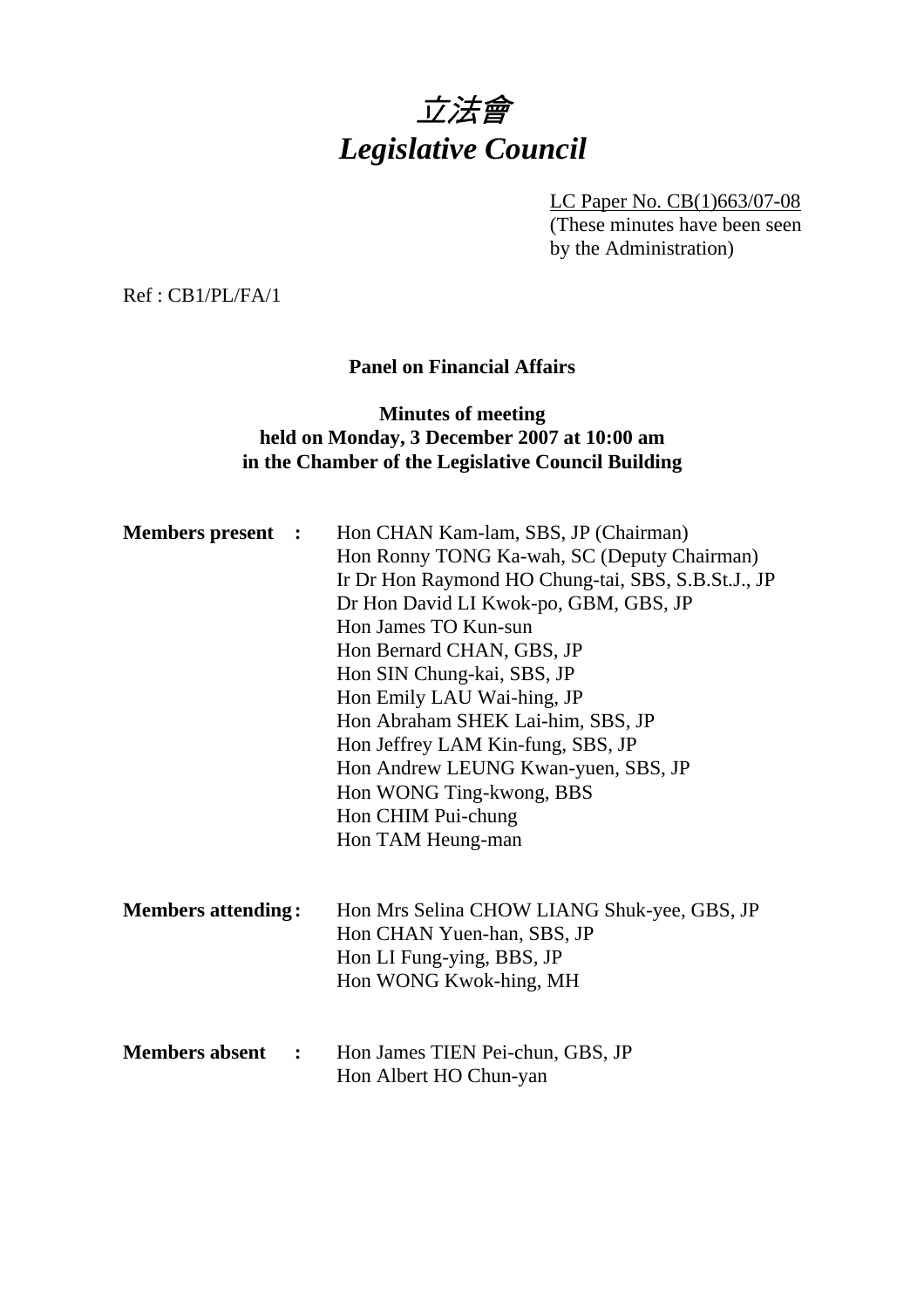# 立法會
# *Legislative Council*

LC Paper No. CB(1)663/07-08
(These minutes have been seen by the Administration)

Ref : CB1/PL/FA/1

**Panel on Financial Affairs**

**Minutes of meeting**
**held on Monday, 3 December 2007 at 10:00 am**
**in the Chamber of the Legislative Council Building**

**Members present :**

Hon CHAN Kam-lam, SBS, JP (Chairman)
Hon Ronny TONG Ka-wah, SC (Deputy Chairman)
Ir Dr Hon Raymond HO Chung-tai, SBS, S.B.St.J., JP
Dr Hon David LI Kwok-po, GBM, GBS, JP
Hon James TO Kun-sun
Hon Bernard CHAN, GBS, JP
Hon SIN Chung-kai, SBS, JP
Hon Emily LAU Wai-hing, JP
Hon Abraham SHEK Lai-him, SBS, JP
Hon Jeffrey LAM Kin-fung, SBS, JP
Hon Andrew LEUNG Kwan-yuen, SBS, JP
Hon WONG Ting-kwong, BBS
Hon CHIM Pui-chung
Hon TAM Heung-man

**Members attending :**

Hon Mrs Selina CHOW LIANG Shuk-yee, GBS, JP
Hon CHAN Yuen-han, SBS, JP
Hon LI Fung-ying, BBS, JP
Hon WONG Kwok-hing, MH

**Members absent :**

Hon James TIEN Pei-chun, GBS, JP
Hon Albert HO Chun-yan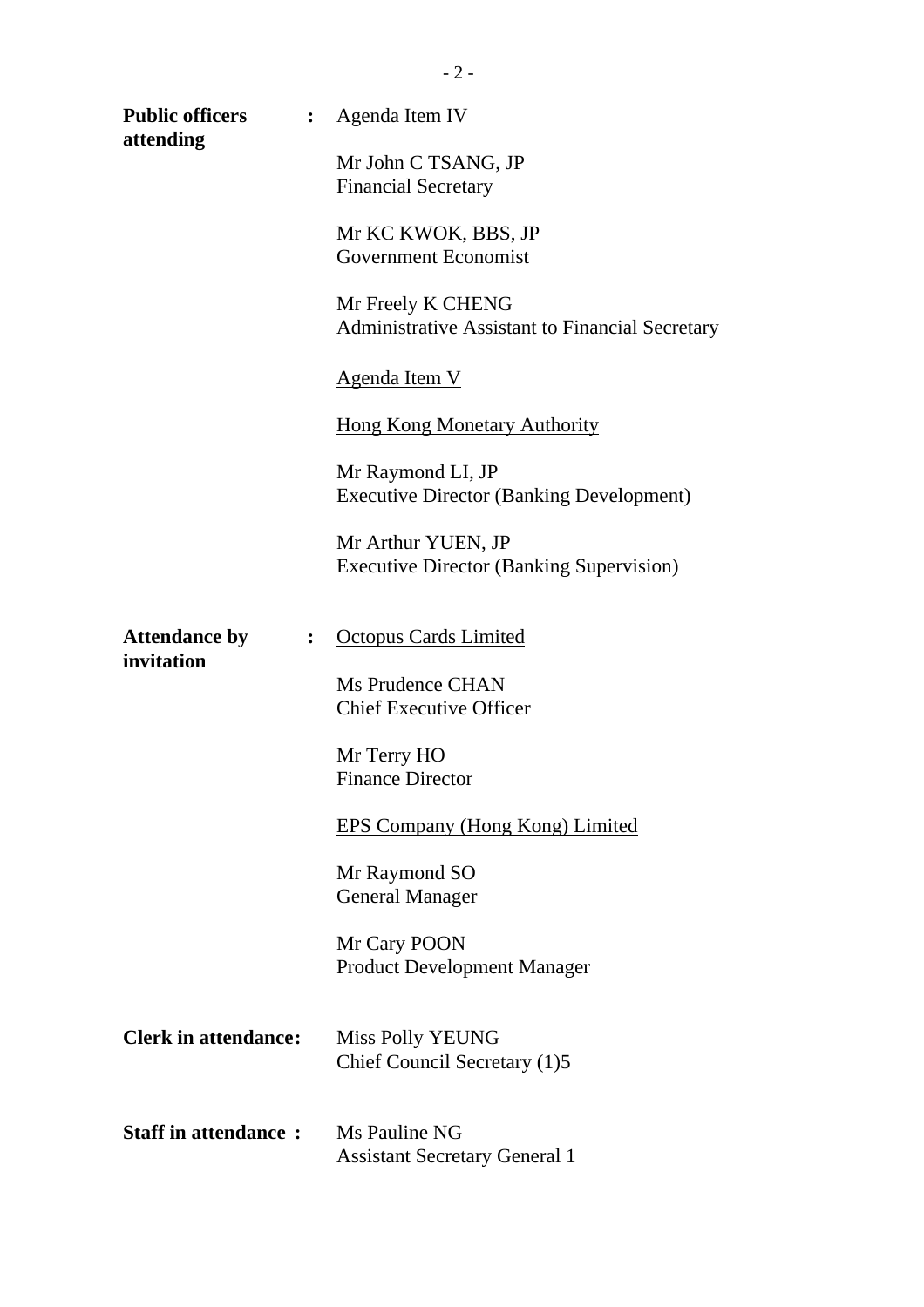**Public officers attending** : <u>Agenda Item IV</u>

Mr John C TSANG, JP
Financial Secretary

Mr KC KWOK, BBS, JP
Government Economist

Mr Freely K CHENG
Administrative Assistant to Financial Secretary

<u>Agenda Item V</u>

<u>Hong Kong Monetary Authority</u>

Mr Raymond LI, JP
Executive Director (Banking Development)

Mr Arthur YUEN, JP
Executive Director (Banking Supervision)

**Attendance by invitation** : <u>Octopus Cards Limited</u>

Ms Prudence CHAN
Chief Executive Officer

Mr Terry HO
Finance Director

<u>EPS Company (Hong Kong) Limited</u>

Mr Raymond SO
General Manager

Mr Cary POON
Product Development Manager

**Clerk in attendance:** Miss Polly YEUNG
Chief Council Secretary (1)5

**Staff in attendance :** Ms Pauline NG
Assistant Secretary General 1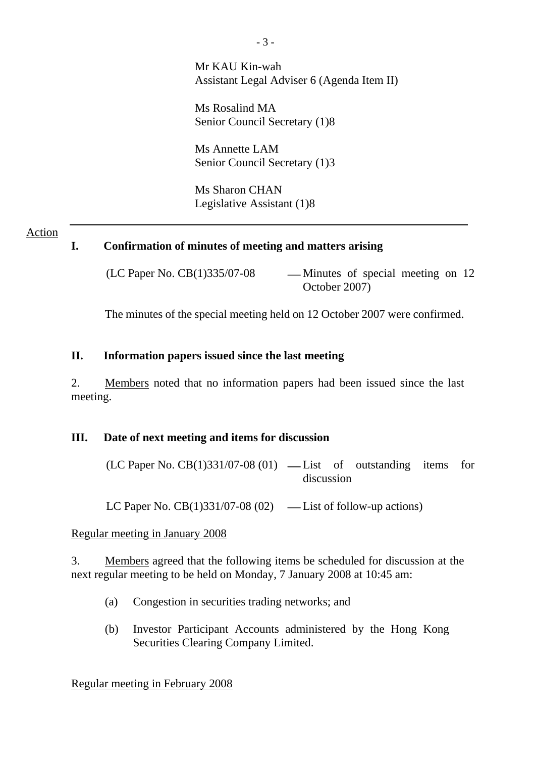Mr KAU Kin-wah
Assistant Legal Adviser 6 (Agenda Item II)

Ms Rosalind MA
Senior Council Secretary (1)8

Ms Annette LAM
Senior Council Secretary (1)3

Ms Sharon CHAN
Legislative Assistant (1)8

---

Action

**I. Confirmation of minutes of meeting and matters arising**

(LC Paper No. CB(1)335/07-08 — Minutes of special meeting on 12 October 2007)

The minutes of the special meeting held on 12 October 2007 were confirmed.

**II. Information papers issued since the last meeting**

2. Members noted that no information papers had been issued since the last meeting.

**III. Date of next meeting and items for discussion**

(LC Paper No. CB(1)331/07-08 (01) — List of outstanding items for discussion

LC Paper No. CB(1)331/07-08 (02) — List of follow-up actions)

Regular meeting in January 2008

3. Members agreed that the following items be scheduled for discussion at the next regular meeting to be held on Monday, 7 January 2008 at 10:45 am:

(a) Congestion in securities trading networks; and

(b) Investor Participant Accounts administered by the Hong Kong Securities Clearing Company Limited.

Regular meeting in February 2008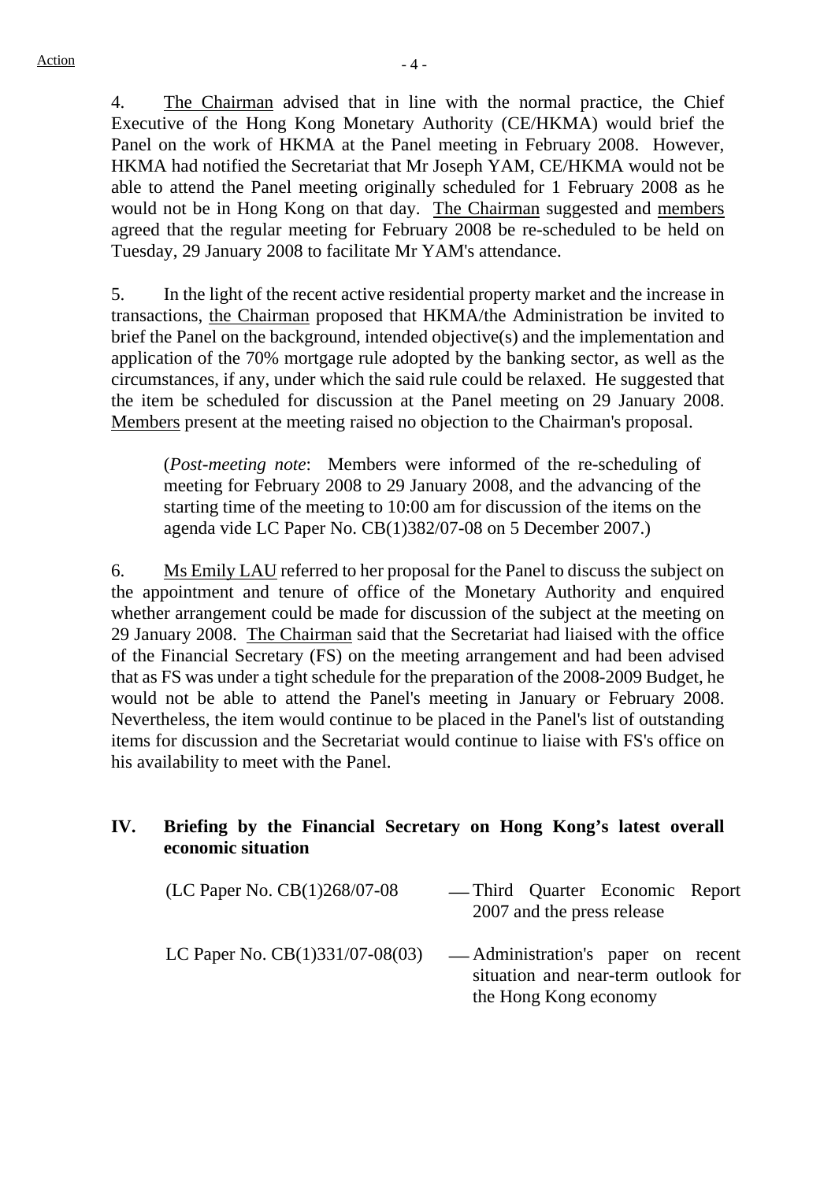Action

4. The Chairman advised that in line with the normal practice, the Chief Executive of the Hong Kong Monetary Authority (CE/HKMA) would brief the Panel on the work of HKMA at the Panel meeting in February 2008. However, HKMA had notified the Secretariat that Mr Joseph YAM, CE/HKMA would not be able to attend the Panel meeting originally scheduled for 1 February 2008 as he would not be in Hong Kong on that day. The Chairman suggested and members agreed that the regular meeting for February 2008 be re-scheduled to be held on Tuesday, 29 January 2008 to facilitate Mr YAM's attendance.

5. In the light of the recent active residential property market and the increase in transactions, the Chairman proposed that HKMA/the Administration be invited to brief the Panel on the background, intended objective(s) and the implementation and application of the 70% mortgage rule adopted by the banking sector, as well as the circumstances, if any, under which the said rule could be relaxed. He suggested that the item be scheduled for discussion at the Panel meeting on 29 January 2008. Members present at the meeting raised no objection to the Chairman's proposal.

> (*Post-meeting note*: Members were informed of the re-scheduling of meeting for February 2008 to 29 January 2008, and the advancing of the starting time of the meeting to 10:00 am for discussion of the items on the agenda vide LC Paper No. CB(1)382/07-08 on 5 December 2007.)

6. Ms Emily LAU referred to her proposal for the Panel to discuss the subject on the appointment and tenure of office of the Monetary Authority and enquired whether arrangement could be made for discussion of the subject at the meeting on 29 January 2008. The Chairman said that the Secretariat had liaised with the office of the Financial Secretary (FS) on the meeting arrangement and had been advised that as FS was under a tight schedule for the preparation of the 2008-2009 Budget, he would not be able to attend the Panel's meeting in January or February 2008. Nevertheless, the item would continue to be placed in the Panel's list of outstanding items for discussion and the Secretariat would continue to liaise with FS's office on his availability to meet with the Panel.

## IV. Briefing by the Financial Secretary on Hong Kong's latest overall economic situation

(LC Paper No. CB(1)268/07-08 — Third Quarter Economic Report 2007 and the press release

LC Paper No. CB(1)331/07-08(03) — Administration's paper on recent situation and near-term outlook for the Hong Kong economy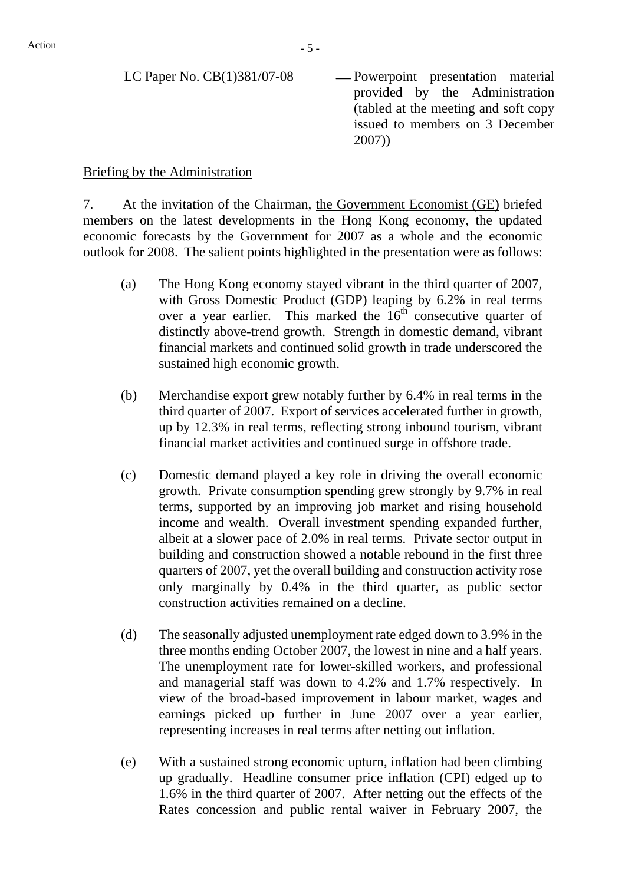LC Paper No. CB(1)381/07-08 — Powerpoint presentation material provided by the Administration (tabled at the meeting and soft copy issued to members on 3 December 2007))

Briefing by the Administration

7. At the invitation of the Chairman, the Government Economist (GE) briefed members on the latest developments in the Hong Kong economy, the updated economic forecasts by the Government for 2007 as a whole and the economic outlook for 2008. The salient points highlighted in the presentation were as follows:

(a) The Hong Kong economy stayed vibrant in the third quarter of 2007, with Gross Domestic Product (GDP) leaping by 6.2% in real terms over a year earlier. This marked the 16th consecutive quarter of distinctly above-trend growth. Strength in domestic demand, vibrant financial markets and continued solid growth in trade underscored the sustained high economic growth.

(b) Merchandise export grew notably further by 6.4% in real terms in the third quarter of 2007. Export of services accelerated further in growth, up by 12.3% in real terms, reflecting strong inbound tourism, vibrant financial market activities and continued surge in offshore trade.

(c) Domestic demand played a key role in driving the overall economic growth. Private consumption spending grew strongly by 9.7% in real terms, supported by an improving job market and rising household income and wealth. Overall investment spending expanded further, albeit at a slower pace of 2.0% in real terms. Private sector output in building and construction showed a notable rebound in the first three quarters of 2007, yet the overall building and construction activity rose only marginally by 0.4% in the third quarter, as public sector construction activities remained on a decline.

(d) The seasonally adjusted unemployment rate edged down to 3.9% in the three months ending October 2007, the lowest in nine and a half years. The unemployment rate for lower-skilled workers, and professional and managerial staff was down to 4.2% and 1.7% respectively. In view of the broad-based improvement in labour market, wages and earnings picked up further in June 2007 over a year earlier, representing increases in real terms after netting out inflation.

(e) With a sustained strong economic upturn, inflation had been climbing up gradually. Headline consumer price inflation (CPI) edged up to 1.6% in the third quarter of 2007. After netting out the effects of the Rates concession and public rental waiver in February 2007, the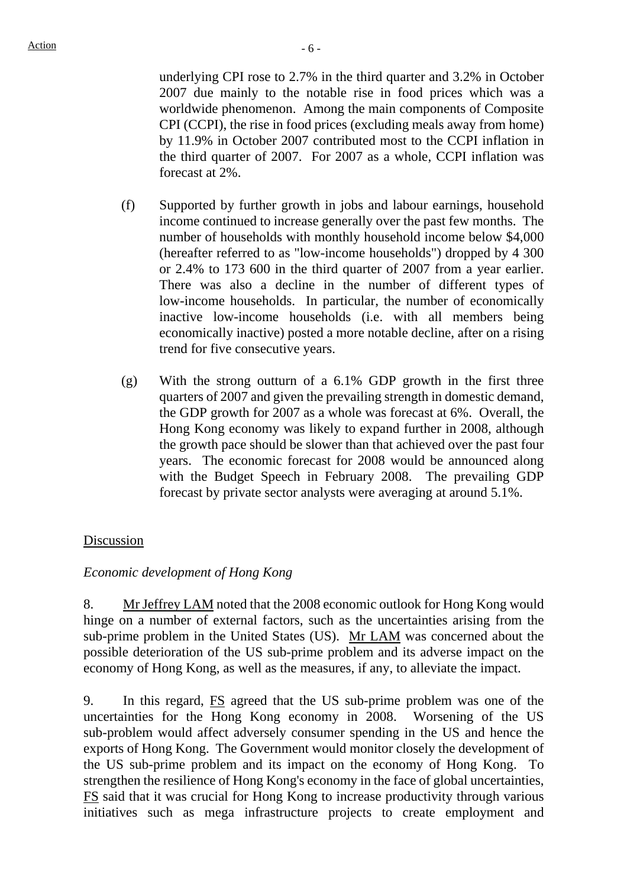underlying CPI rose to 2.7% in the third quarter and 3.2% in October 2007 due mainly to the notable rise in food prices which was a worldwide phenomenon. Among the main components of Composite CPI (CCPI), the rise in food prices (excluding meals away from home) by 11.9% in October 2007 contributed most to the CCPI inflation in the third quarter of 2007. For 2007 as a whole, CCPI inflation was forecast at 2%.

(f) Supported by further growth in jobs and labour earnings, household income continued to increase generally over the past few months. The number of households with monthly household income below $4,000 (hereafter referred to as "low-income households") dropped by 4 300 or 2.4% to 173 600 in the third quarter of 2007 from a year earlier. There was also a decline in the number of different types of low-income households. In particular, the number of economically inactive low-income households (i.e. with all members being economically inactive) posted a more notable decline, after on a rising trend for five consecutive years.

(g) With the strong outturn of a 6.1% GDP growth in the first three quarters of 2007 and given the prevailing strength in domestic demand, the GDP growth for 2007 as a whole was forecast at 6%. Overall, the Hong Kong economy was likely to expand further in 2008, although the growth pace should be slower than that achieved over the past four years. The economic forecast for 2008 would be announced along with the Budget Speech in February 2008. The prevailing GDP forecast by private sector analysts were averaging at around 5.1%.

Discussion

*Economic development of Hong Kong*

8. Mr Jeffrey LAM noted that the 2008 economic outlook for Hong Kong would hinge on a number of external factors, such as the uncertainties arising from the sub-prime problem in the United States (US). Mr LAM was concerned about the possible deterioration of the US sub-prime problem and its adverse impact on the economy of Hong Kong, as well as the measures, if any, to alleviate the impact.

9. In this regard, FS agreed that the US sub-prime problem was one of the uncertainties for the Hong Kong economy in 2008. Worsening of the US sub-problem would affect adversely consumer spending in the US and hence the exports of Hong Kong. The Government would monitor closely the development of the US sub-prime problem and its impact on the economy of Hong Kong. To strengthen the resilience of Hong Kong's economy in the face of global uncertainties, FS said that it was crucial for Hong Kong to increase productivity through various initiatives such as mega infrastructure projects to create employment and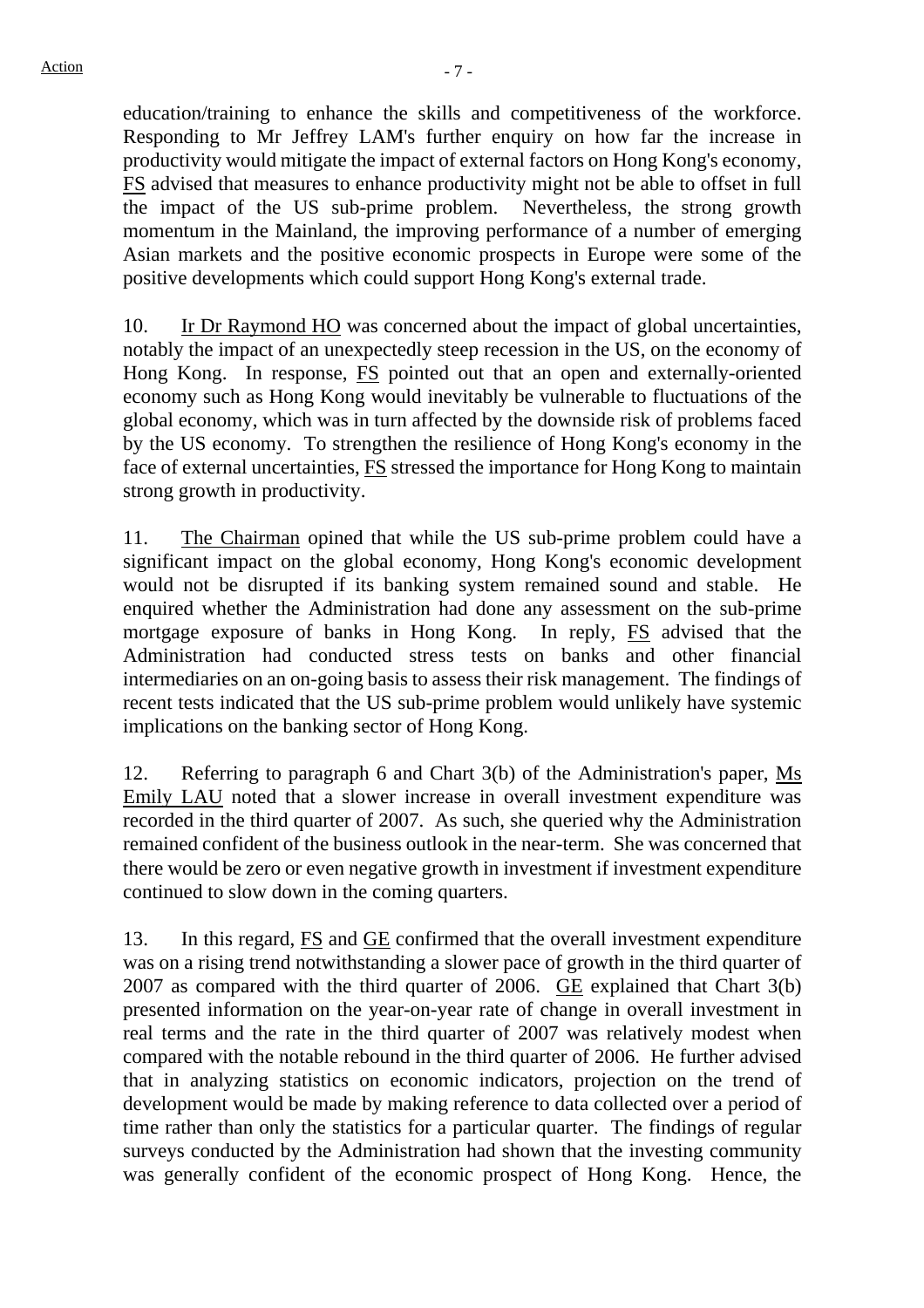education/training to enhance the skills and competitiveness of the workforce. Responding to Mr Jeffrey LAM's further enquiry on how far the increase in productivity would mitigate the impact of external factors on Hong Kong's economy, FS advised that measures to enhance productivity might not be able to offset in full the impact of the US sub-prime problem. Nevertheless, the strong growth momentum in the Mainland, the improving performance of a number of emerging Asian markets and the positive economic prospects in Europe were some of the positive developments which could support Hong Kong's external trade.

10. Ir Dr Raymond HO was concerned about the impact of global uncertainties, notably the impact of an unexpectedly steep recession in the US, on the economy of Hong Kong. In response, FS pointed out that an open and externally-oriented economy such as Hong Kong would inevitably be vulnerable to fluctuations of the global economy, which was in turn affected by the downside risk of problems faced by the US economy. To strengthen the resilience of Hong Kong's economy in the face of external uncertainties, FS stressed the importance for Hong Kong to maintain strong growth in productivity.

11. The Chairman opined that while the US sub-prime problem could have a significant impact on the global economy, Hong Kong's economic development would not be disrupted if its banking system remained sound and stable. He enquired whether the Administration had done any assessment on the sub-prime mortgage exposure of banks in Hong Kong. In reply, FS advised that the Administration had conducted stress tests on banks and other financial intermediaries on an on-going basis to assess their risk management. The findings of recent tests indicated that the US sub-prime problem would unlikely have systemic implications on the banking sector of Hong Kong.

12. Referring to paragraph 6 and Chart 3(b) of the Administration's paper, Ms Emily LAU noted that a slower increase in overall investment expenditure was recorded in the third quarter of 2007. As such, she queried why the Administration remained confident of the business outlook in the near-term. She was concerned that there would be zero or even negative growth in investment if investment expenditure continued to slow down in the coming quarters.

13. In this regard, FS and GE confirmed that the overall investment expenditure was on a rising trend notwithstanding a slower pace of growth in the third quarter of 2007 as compared with the third quarter of 2006. GE explained that Chart 3(b) presented information on the year-on-year rate of change in overall investment in real terms and the rate in the third quarter of 2007 was relatively modest when compared with the notable rebound in the third quarter of 2006. He further advised that in analyzing statistics on economic indicators, projection on the trend of development would be made by making reference to data collected over a period of time rather than only the statistics for a particular quarter. The findings of regular surveys conducted by the Administration had shown that the investing community was generally confident of the economic prospect of Hong Kong. Hence, the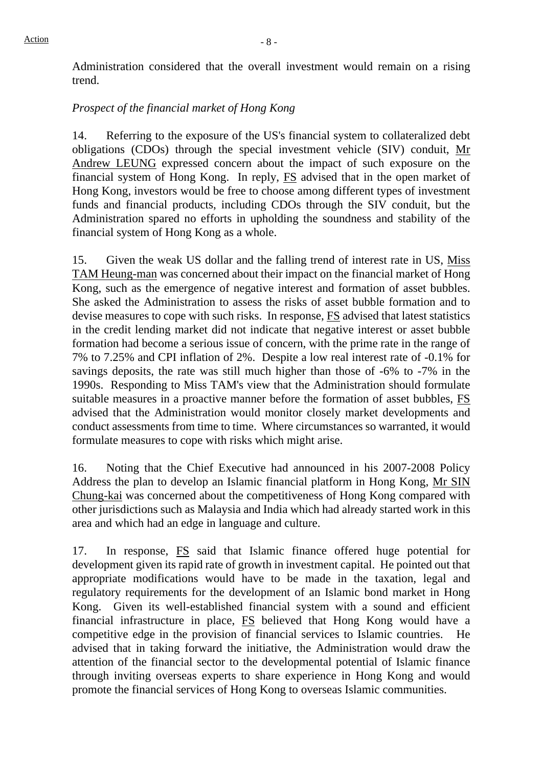Administration considered that the overall investment would remain on a rising trend.

*Prospect of the financial market of Hong Kong*

14. Referring to the exposure of the US's financial system to collateralized debt obligations (CDOs) through the special investment vehicle (SIV) conduit, Mr Andrew LEUNG expressed concern about the impact of such exposure on the financial system of Hong Kong. In reply, FS advised that in the open market of Hong Kong, investors would be free to choose among different types of investment funds and financial products, including CDOs through the SIV conduit, but the Administration spared no efforts in upholding the soundness and stability of the financial system of Hong Kong as a whole.

15. Given the weak US dollar and the falling trend of interest rate in US, Miss TAM Heung-man was concerned about their impact on the financial market of Hong Kong, such as the emergence of negative interest and formation of asset bubbles. She asked the Administration to assess the risks of asset bubble formation and to devise measures to cope with such risks. In response, FS advised that latest statistics in the credit lending market did not indicate that negative interest or asset bubble formation had become a serious issue of concern, with the prime rate in the range of 7% to 7.25% and CPI inflation of 2%. Despite a low real interest rate of -0.1% for savings deposits, the rate was still much higher than those of -6% to -7% in the 1990s. Responding to Miss TAM's view that the Administration should formulate suitable measures in a proactive manner before the formation of asset bubbles, FS advised that the Administration would monitor closely market developments and conduct assessments from time to time. Where circumstances so warranted, it would formulate measures to cope with risks which might arise.

16. Noting that the Chief Executive had announced in his 2007-2008 Policy Address the plan to develop an Islamic financial platform in Hong Kong, Mr SIN Chung-kai was concerned about the competitiveness of Hong Kong compared with other jurisdictions such as Malaysia and India which had already started work in this area and which had an edge in language and culture.

17. In response, FS said that Islamic finance offered huge potential for development given its rapid rate of growth in investment capital. He pointed out that appropriate modifications would have to be made in the taxation, legal and regulatory requirements for the development of an Islamic bond market in Hong Kong. Given its well-established financial system with a sound and efficient financial infrastructure in place, FS believed that Hong Kong would have a competitive edge in the provision of financial services to Islamic countries. He advised that in taking forward the initiative, the Administration would draw the attention of the financial sector to the developmental potential of Islamic finance through inviting overseas experts to share experience in Hong Kong and would promote the financial services of Hong Kong to overseas Islamic communities.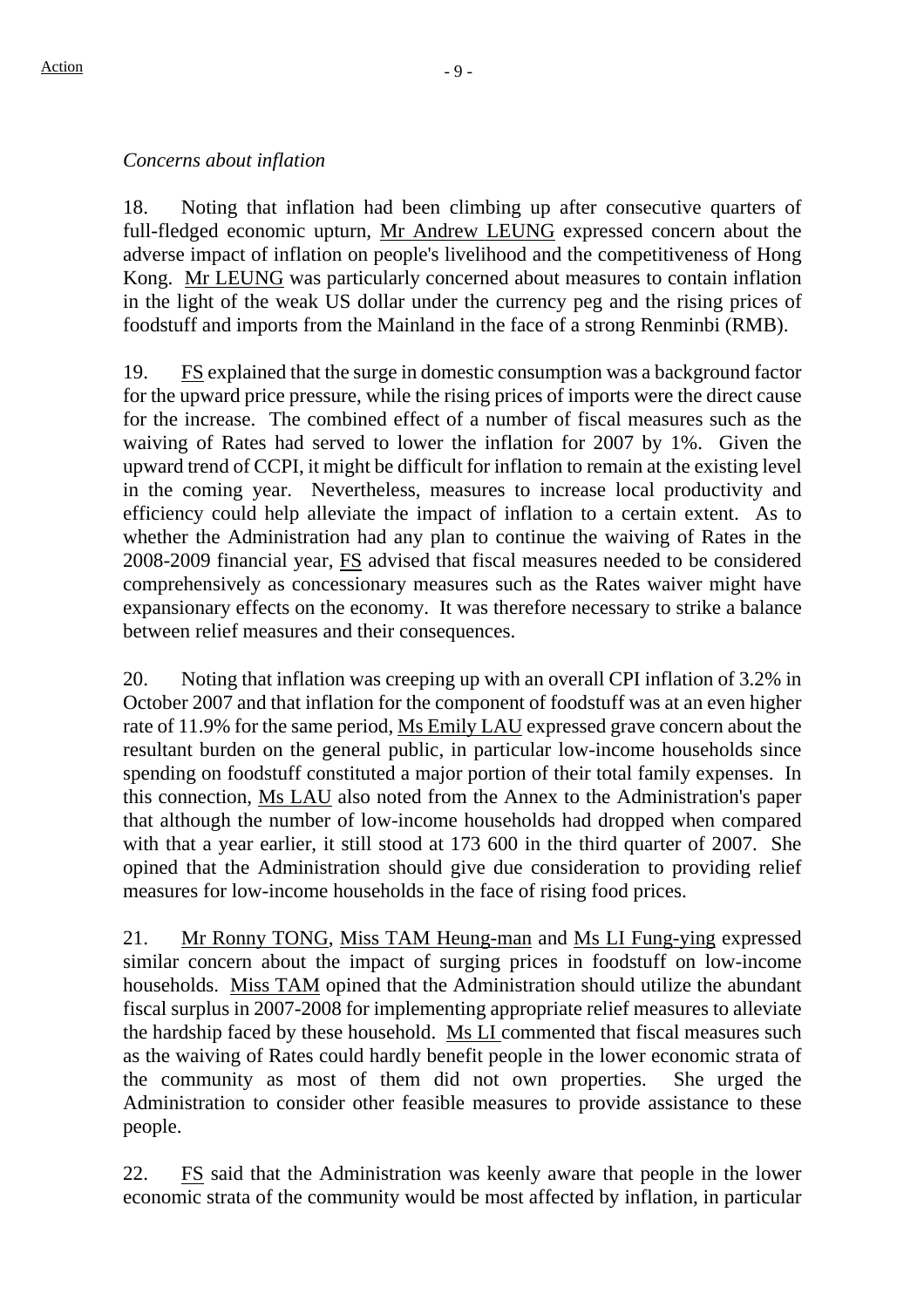*Concerns about inflation*

18. Noting that inflation had been climbing up after consecutive quarters of full-fledged economic upturn, Mr Andrew LEUNG expressed concern about the adverse impact of inflation on people's livelihood and the competitiveness of Hong Kong. Mr LEUNG was particularly concerned about measures to contain inflation in the light of the weak US dollar under the currency peg and the rising prices of foodstuff and imports from the Mainland in the face of a strong Renminbi (RMB).

19. FS explained that the surge in domestic consumption was a background factor for the upward price pressure, while the rising prices of imports were the direct cause for the increase. The combined effect of a number of fiscal measures such as the waiving of Rates had served to lower the inflation for 2007 by 1%. Given the upward trend of CCPI, it might be difficult for inflation to remain at the existing level in the coming year. Nevertheless, measures to increase local productivity and efficiency could help alleviate the impact of inflation to a certain extent. As to whether the Administration had any plan to continue the waiving of Rates in the 2008-2009 financial year, FS advised that fiscal measures needed to be considered comprehensively as concessionary measures such as the Rates waiver might have expansionary effects on the economy. It was therefore necessary to strike a balance between relief measures and their consequences.

20. Noting that inflation was creeping up with an overall CPI inflation of 3.2% in October 2007 and that inflation for the component of foodstuff was at an even higher rate of 11.9% for the same period, Ms Emily LAU expressed grave concern about the resultant burden on the general public, in particular low-income households since spending on foodstuff constituted a major portion of their total family expenses. In this connection, Ms LAU also noted from the Annex to the Administration's paper that although the number of low-income households had dropped when compared with that a year earlier, it still stood at 173 600 in the third quarter of 2007. She opined that the Administration should give due consideration to providing relief measures for low-income households in the face of rising food prices.

21. Mr Ronny TONG, Miss TAM Heung-man and Ms LI Fung-ying expressed similar concern about the impact of surging prices in foodstuff on low-income households. Miss TAM opined that the Administration should utilize the abundant fiscal surplus in 2007-2008 for implementing appropriate relief measures to alleviate the hardship faced by these household. Ms LI commented that fiscal measures such as the waiving of Rates could hardly benefit people in the lower economic strata of the community as most of them did not own properties. She urged the Administration to consider other feasible measures to provide assistance to these people.

22. FS said that the Administration was keenly aware that people in the lower economic strata of the community would be most affected by inflation, in particular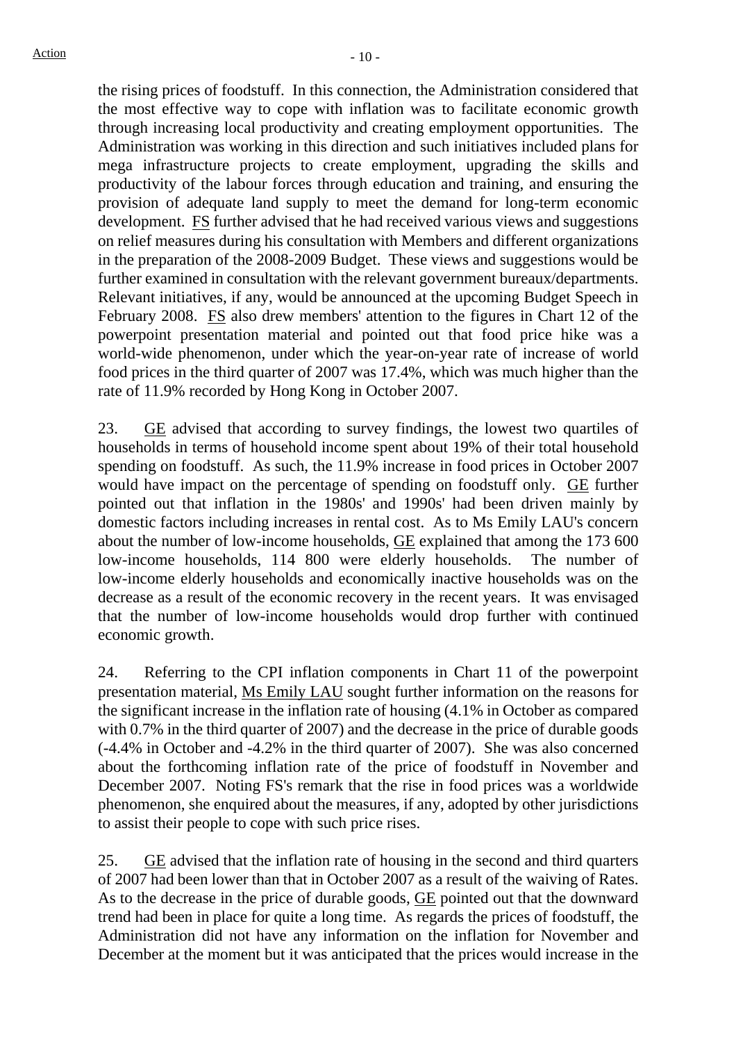the rising prices of foodstuff. In this connection, the Administration considered that the most effective way to cope with inflation was to facilitate economic growth through increasing local productivity and creating employment opportunities. The Administration was working in this direction and such initiatives included plans for mega infrastructure projects to create employment, upgrading the skills and productivity of the labour forces through education and training, and ensuring the provision of adequate land supply to meet the demand for long-term economic development. FS further advised that he had received various views and suggestions on relief measures during his consultation with Members and different organizations in the preparation of the 2008-2009 Budget. These views and suggestions would be further examined in consultation with the relevant government bureaux/departments. Relevant initiatives, if any, would be announced at the upcoming Budget Speech in February 2008. FS also drew members' attention to the figures in Chart 12 of the powerpoint presentation material and pointed out that food price hike was a world-wide phenomenon, under which the year-on-year rate of increase of world food prices in the third quarter of 2007 was 17.4%, which was much higher than the rate of 11.9% recorded by Hong Kong in October 2007.

23. GE advised that according to survey findings, the lowest two quartiles of households in terms of household income spent about 19% of their total household spending on foodstuff. As such, the 11.9% increase in food prices in October 2007 would have impact on the percentage of spending on foodstuff only. GE further pointed out that inflation in the 1980s' and 1990s' had been driven mainly by domestic factors including increases in rental cost. As to Ms Emily LAU's concern about the number of low-income households, GE explained that among the 173 600 low-income households, 114 800 were elderly households. The number of low-income elderly households and economically inactive households was on the decrease as a result of the economic recovery in the recent years. It was envisaged that the number of low-income households would drop further with continued economic growth.

24. Referring to the CPI inflation components in Chart 11 of the powerpoint presentation material, Ms Emily LAU sought further information on the reasons for the significant increase in the inflation rate of housing (4.1% in October as compared with 0.7% in the third quarter of 2007) and the decrease in the price of durable goods (-4.4% in October and -4.2% in the third quarter of 2007). She was also concerned about the forthcoming inflation rate of the price of foodstuff in November and December 2007. Noting FS's remark that the rise in food prices was a worldwide phenomenon, she enquired about the measures, if any, adopted by other jurisdictions to assist their people to cope with such price rises.

25. GE advised that the inflation rate of housing in the second and third quarters of 2007 had been lower than that in October 2007 as a result of the waiving of Rates. As to the decrease in the price of durable goods, GE pointed out that the downward trend had been in place for quite a long time. As regards the prices of foodstuff, the Administration did not have any information on the inflation for November and December at the moment but it was anticipated that the prices would increase in the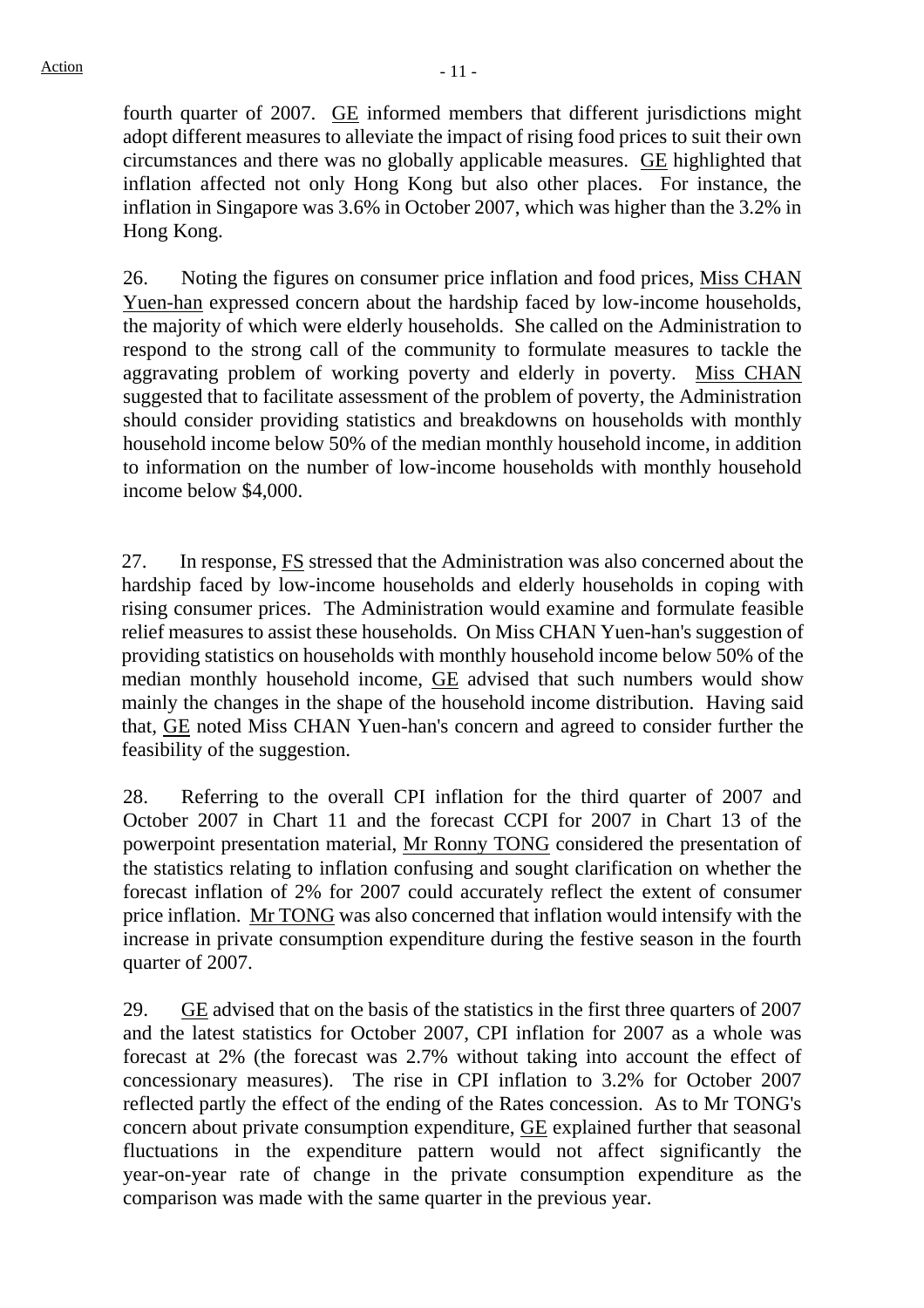fourth quarter of 2007. GE informed members that different jurisdictions might adopt different measures to alleviate the impact of rising food prices to suit their own circumstances and there was no globally applicable measures. GE highlighted that inflation affected not only Hong Kong but also other places. For instance, the inflation in Singapore was 3.6% in October 2007, which was higher than the 3.2% in Hong Kong.

26. Noting the figures on consumer price inflation and food prices, Miss CHAN Yuen-han expressed concern about the hardship faced by low-income households, the majority of which were elderly households. She called on the Administration to respond to the strong call of the community to formulate measures to tackle the aggravating problem of working poverty and elderly in poverty. Miss CHAN suggested that to facilitate assessment of the problem of poverty, the Administration should consider providing statistics and breakdowns on households with monthly household income below 50% of the median monthly household income, in addition to information on the number of low-income households with monthly household income below $4,000.

27. In response, FS stressed that the Administration was also concerned about the hardship faced by low-income households and elderly households in coping with rising consumer prices. The Administration would examine and formulate feasible relief measures to assist these households. On Miss CHAN Yuen-han's suggestion of providing statistics on households with monthly household income below 50% of the median monthly household income, GE advised that such numbers would show mainly the changes in the shape of the household income distribution. Having said that, GE noted Miss CHAN Yuen-han's concern and agreed to consider further the feasibility of the suggestion.

28. Referring to the overall CPI inflation for the third quarter of 2007 and October 2007 in Chart 11 and the forecast CCPI for 2007 in Chart 13 of the powerpoint presentation material, Mr Ronny TONG considered the presentation of the statistics relating to inflation confusing and sought clarification on whether the forecast inflation of 2% for 2007 could accurately reflect the extent of consumer price inflation. Mr TONG was also concerned that inflation would intensify with the increase in private consumption expenditure during the festive season in the fourth quarter of 2007.

29. GE advised that on the basis of the statistics in the first three quarters of 2007 and the latest statistics for October 2007, CPI inflation for 2007 as a whole was forecast at 2% (the forecast was 2.7% without taking into account the effect of concessionary measures). The rise in CPI inflation to 3.2% for October 2007 reflected partly the effect of the ending of the Rates concession. As to Mr TONG's concern about private consumption expenditure, GE explained further that seasonal fluctuations in the expenditure pattern would not affect significantly the year-on-year rate of change in the private consumption expenditure as the comparison was made with the same quarter in the previous year.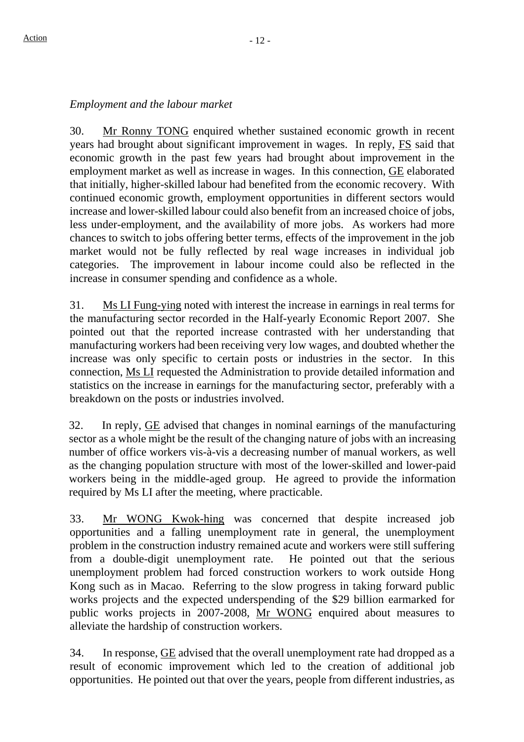Action

*Employment and the labour market*

30. Mr Ronny TONG enquired whether sustained economic growth in recent years had brought about significant improvement in wages. In reply, FS said that economic growth in the past few years had brought about improvement in the employment market as well as increase in wages. In this connection, GE elaborated that initially, higher-skilled labour had benefited from the economic recovery. With continued economic growth, employment opportunities in different sectors would increase and lower-skilled labour could also benefit from an increased choice of jobs, less under-employment, and the availability of more jobs. As workers had more chances to switch to jobs offering better terms, effects of the improvement in the job market would not be fully reflected by real wage increases in individual job categories. The improvement in labour income could also be reflected in the increase in consumer spending and confidence as a whole.

31. Ms LI Fung-ying noted with interest the increase in earnings in real terms for the manufacturing sector recorded in the Half-yearly Economic Report 2007. She pointed out that the reported increase contrasted with her understanding that manufacturing workers had been receiving very low wages, and doubted whether the increase was only specific to certain posts or industries in the sector. In this connection, Ms LI requested the Administration to provide detailed information and statistics on the increase in earnings for the manufacturing sector, preferably with a breakdown on the posts or industries involved.

32. In reply, GE advised that changes in nominal earnings of the manufacturing sector as a whole might be the result of the changing nature of jobs with an increasing number of office workers vis-à-vis a decreasing number of manual workers, as well as the changing population structure with most of the lower-skilled and lower-paid workers being in the middle-aged group. He agreed to provide the information required by Ms LI after the meeting, where practicable.

33. Mr WONG Kwok-hing was concerned that despite increased job opportunities and a falling unemployment rate in general, the unemployment problem in the construction industry remained acute and workers were still suffering from a double-digit unemployment rate. He pointed out that the serious unemployment problem had forced construction workers to work outside Hong Kong such as in Macao. Referring to the slow progress in taking forward public works projects and the expected underspending of the $29 billion earmarked for public works projects in 2007-2008, Mr WONG enquired about measures to alleviate the hardship of construction workers.

34. In response, GE advised that the overall unemployment rate had dropped as a result of economic improvement which led to the creation of additional job opportunities. He pointed out that over the years, people from different industries, as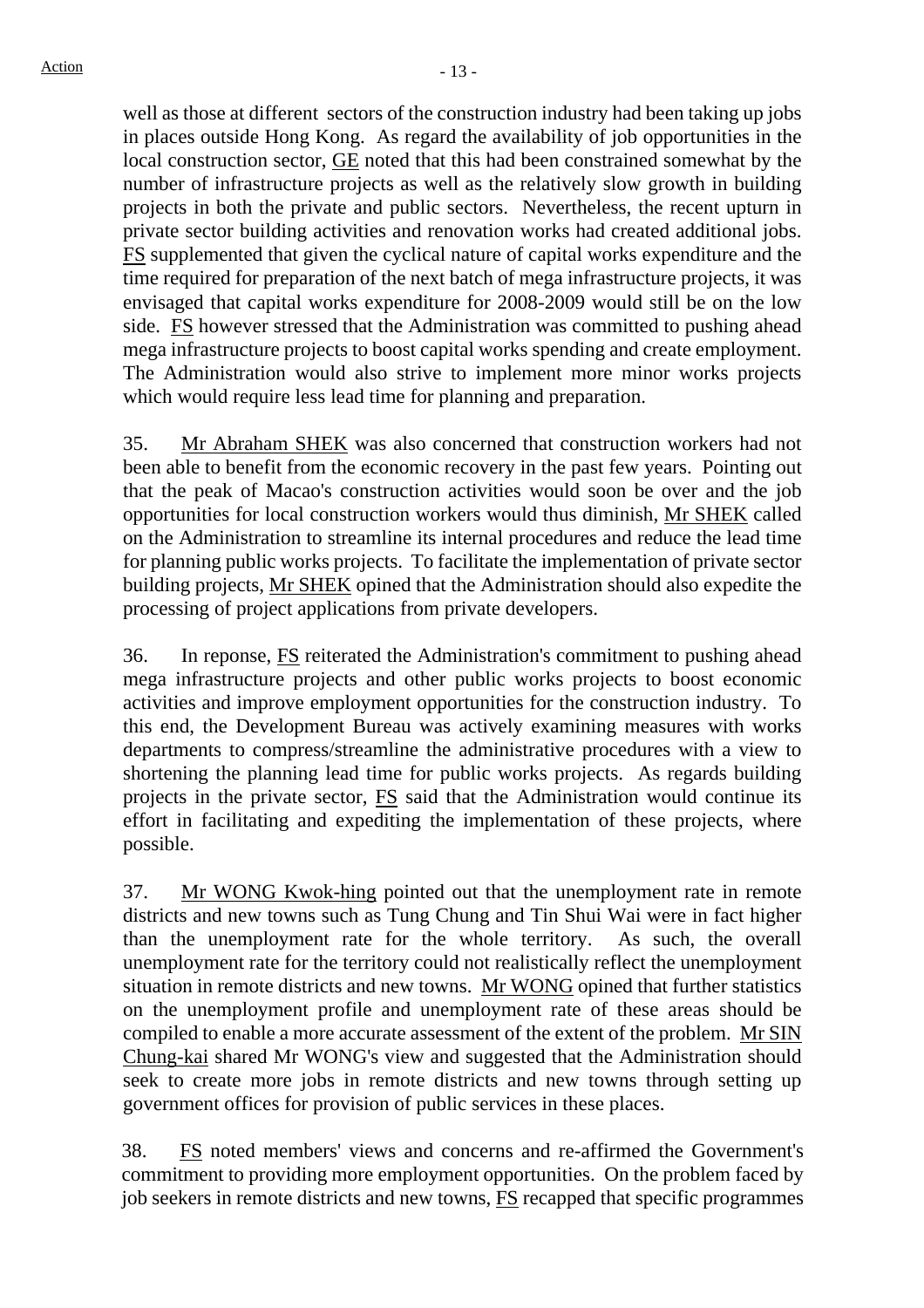well as those at different sectors of the construction industry had been taking up jobs in places outside Hong Kong. As regard the availability of job opportunities in the local construction sector, GE noted that this had been constrained somewhat by the number of infrastructure projects as well as the relatively slow growth in building projects in both the private and public sectors. Nevertheless, the recent upturn in private sector building activities and renovation works had created additional jobs. FS supplemented that given the cyclical nature of capital works expenditure and the time required for preparation of the next batch of mega infrastructure projects, it was envisaged that capital works expenditure for 2008-2009 would still be on the low side. FS however stressed that the Administration was committed to pushing ahead mega infrastructure projects to boost capital works spending and create employment. The Administration would also strive to implement more minor works projects which would require less lead time for planning and preparation.

35. Mr Abraham SHEK was also concerned that construction workers had not been able to benefit from the economic recovery in the past few years. Pointing out that the peak of Macao's construction activities would soon be over and the job opportunities for local construction workers would thus diminish, Mr SHEK called on the Administration to streamline its internal procedures and reduce the lead time for planning public works projects. To facilitate the implementation of private sector building projects, Mr SHEK opined that the Administration should also expedite the processing of project applications from private developers.

36. In reponse, FS reiterated the Administration's commitment to pushing ahead mega infrastructure projects and other public works projects to boost economic activities and improve employment opportunities for the construction industry. To this end, the Development Bureau was actively examining measures with works departments to compress/streamline the administrative procedures with a view to shortening the planning lead time for public works projects. As regards building projects in the private sector, FS said that the Administration would continue its effort in facilitating and expediting the implementation of these projects, where possible.

37. Mr WONG Kwok-hing pointed out that the unemployment rate in remote districts and new towns such as Tung Chung and Tin Shui Wai were in fact higher than the unemployment rate for the whole territory. As such, the overall unemployment rate for the territory could not realistically reflect the unemployment situation in remote districts and new towns. Mr WONG opined that further statistics on the unemployment profile and unemployment rate of these areas should be compiled to enable a more accurate assessment of the extent of the problem. Mr SIN Chung-kai shared Mr WONG's view and suggested that the Administration should seek to create more jobs in remote districts and new towns through setting up government offices for provision of public services in these places.

38. FS noted members' views and concerns and re-affirmed the Government's commitment to providing more employment opportunities. On the problem faced by job seekers in remote districts and new towns, FS recapped that specific programmes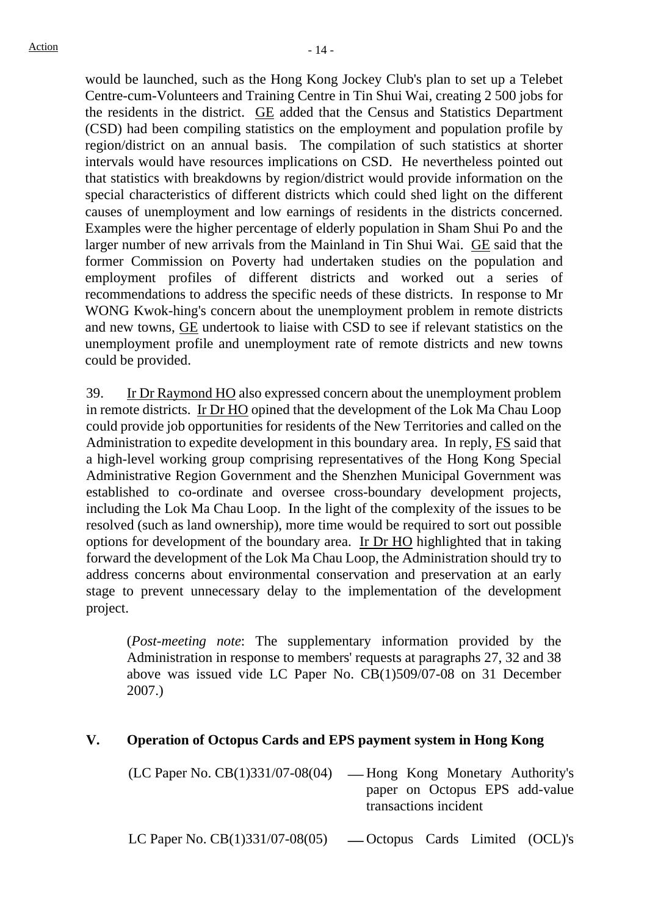would be launched, such as the Hong Kong Jockey Club's plan to set up a Telebet Centre-cum-Volunteers and Training Centre in Tin Shui Wai, creating 2 500 jobs for the residents in the district. GE added that the Census and Statistics Department (CSD) had been compiling statistics on the employment and population profile by region/district on an annual basis. The compilation of such statistics at shorter intervals would have resources implications on CSD. He nevertheless pointed out that statistics with breakdowns by region/district would provide information on the special characteristics of different districts which could shed light on the different causes of unemployment and low earnings of residents in the districts concerned. Examples were the higher percentage of elderly population in Sham Shui Po and the larger number of new arrivals from the Mainland in Tin Shui Wai. GE said that the former Commission on Poverty had undertaken studies on the population and employment profiles of different districts and worked out a series of recommendations to address the specific needs of these districts. In response to Mr WONG Kwok-hing's concern about the unemployment problem in remote districts and new towns, GE undertook to liaise with CSD to see if relevant statistics on the unemployment profile and unemployment rate of remote districts and new towns could be provided.

39. Ir Dr Raymond HO also expressed concern about the unemployment problem in remote districts. Ir Dr HO opined that the development of the Lok Ma Chau Loop could provide job opportunities for residents of the New Territories and called on the Administration to expedite development in this boundary area. In reply, FS said that a high-level working group comprising representatives of the Hong Kong Special Administrative Region Government and the Shenzhen Municipal Government was established to co-ordinate and oversee cross-boundary development projects, including the Lok Ma Chau Loop. In the light of the complexity of the issues to be resolved (such as land ownership), more time would be required to sort out possible options for development of the boundary area. Ir Dr HO highlighted that in taking forward the development of the Lok Ma Chau Loop, the Administration should try to address concerns about environmental conservation and preservation at an early stage to prevent unnecessary delay to the implementation of the development project.

> (*Post-meeting note*: The supplementary information provided by the Administration in response to members' requests at paragraphs 27, 32 and 38 above was issued vide LC Paper No. CB(1)509/07-08 on 31 December 2007.)

## V. Operation of Octopus Cards and EPS payment system in Hong Kong

(LC Paper No. CB(1)331/07-08(04) — Hong Kong Monetary Authority's paper on Octopus EPS add-value transactions incident

LC Paper No. CB(1)331/07-08(05) — Octopus Cards Limited (OCL)'s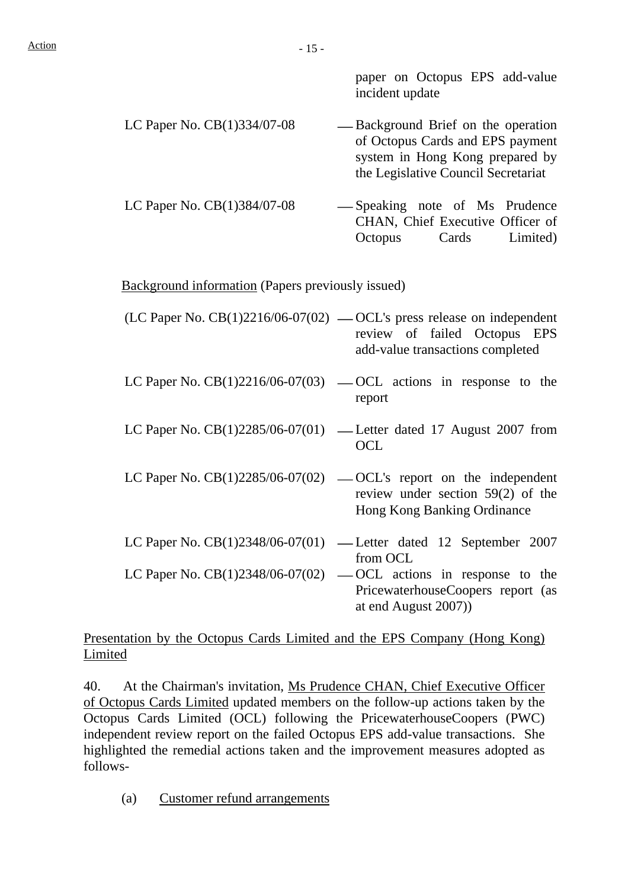paper on Octopus EPS add-value incident update

LC Paper No. CB(1)334/07-08 — Background Brief on the operation of Octopus Cards and EPS payment system in Hong Kong prepared by the Legislative Council Secretariat

LC Paper No. CB(1)384/07-08 — Speaking note of Ms Prudence CHAN, Chief Executive Officer of Octopus Cards Limited)

Background information (Papers previously issued)

(LC Paper No. CB(1)2216/06-07(02) — OCL's press release on independent review of failed Octopus EPS add-value transactions completed

LC Paper No. CB(1)2216/06-07(03) — OCL actions in response to the report

LC Paper No. CB(1)2285/06-07(01) — Letter dated 17 August 2007 from OCL

LC Paper No. CB(1)2285/06-07(02) — OCL's report on the independent review under section 59(2) of the Hong Kong Banking Ordinance

LC Paper No. CB(1)2348/06-07(01) — Letter dated 12 September 2007 from OCL

LC Paper No. CB(1)2348/06-07(02) — OCL actions in response to the PricewaterhouseCoopers report (as at end August 2007))

Presentation by the Octopus Cards Limited and the EPS Company (Hong Kong) Limited

40. At the Chairman's invitation, Ms Prudence CHAN, Chief Executive Officer of Octopus Cards Limited updated members on the follow-up actions taken by the Octopus Cards Limited (OCL) following the PricewaterhouseCoopers (PWC) independent review report on the failed Octopus EPS add-value transactions. She highlighted the remedial actions taken and the improvement measures adopted as follows-

(a) Customer refund arrangements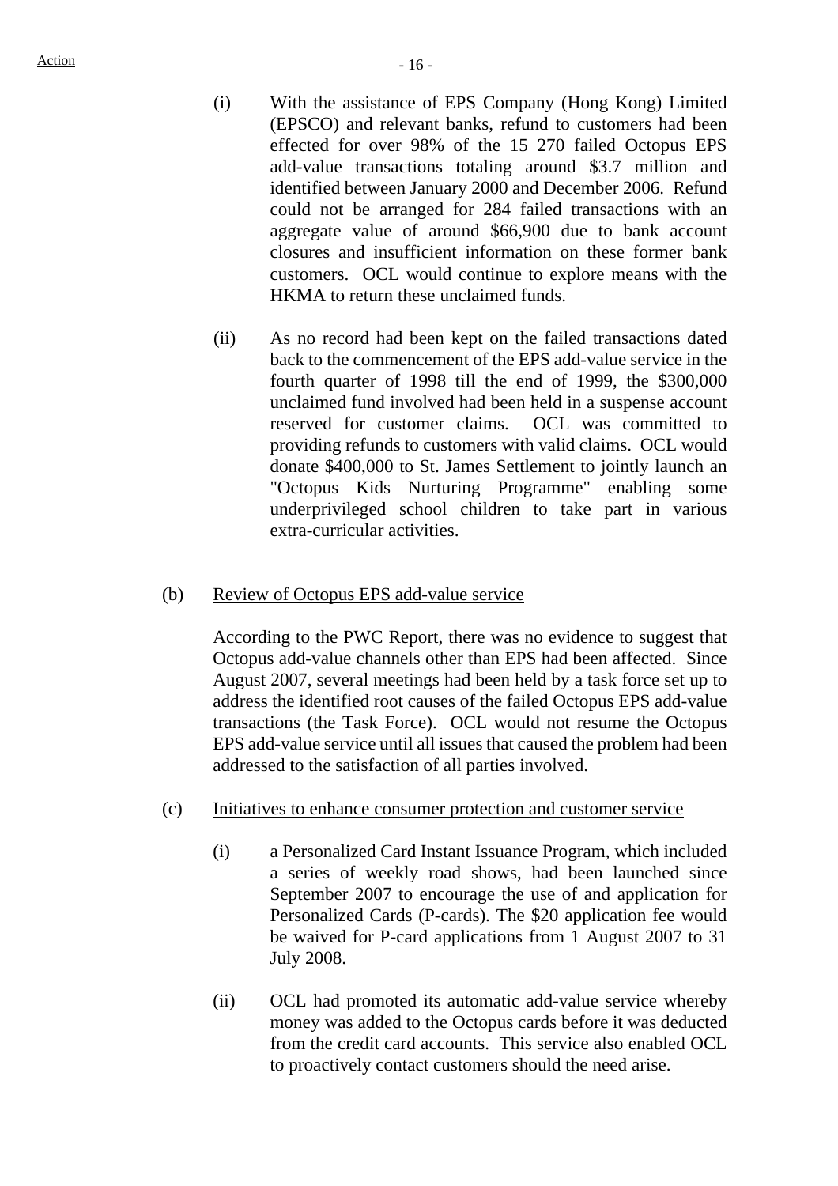(i) With the assistance of EPS Company (Hong Kong) Limited (EPSCO) and relevant banks, refund to customers had been effected for over 98% of the 15 270 failed Octopus EPS add-value transactions totaling around $3.7 million and identified between January 2000 and December 2006. Refund could not be arranged for 284 failed transactions with an aggregate value of around $66,900 due to bank account closures and insufficient information on these former bank customers. OCL would continue to explore means with the HKMA to return these unclaimed funds.

(ii) As no record had been kept on the failed transactions dated back to the commencement of the EPS add-value service in the fourth quarter of 1998 till the end of 1999, the $300,000 unclaimed fund involved had been held in a suspense account reserved for customer claims. OCL was committed to providing refunds to customers with valid claims. OCL would donate $400,000 to St. James Settlement to jointly launch an "Octopus Kids Nurturing Programme" enabling some underprivileged school children to take part in various extra-curricular activities.

(b) Review of Octopus EPS add-value service

According to the PWC Report, there was no evidence to suggest that Octopus add-value channels other than EPS had been affected. Since August 2007, several meetings had been held by a task force set up to address the identified root causes of the failed Octopus EPS add-value transactions (the Task Force). OCL would not resume the Octopus EPS add-value service until all issues that caused the problem had been addressed to the satisfaction of all parties involved.

(c) Initiatives to enhance consumer protection and customer service

(i) a Personalized Card Instant Issuance Program, which included a series of weekly road shows, had been launched since September 2007 to encourage the use of and application for Personalized Cards (P-cards). The $20 application fee would be waived for P-card applications from 1 August 2007 to 31 July 2008.

(ii) OCL had promoted its automatic add-value service whereby money was added to the Octopus cards before it was deducted from the credit card accounts. This service also enabled OCL to proactively contact customers should the need arise.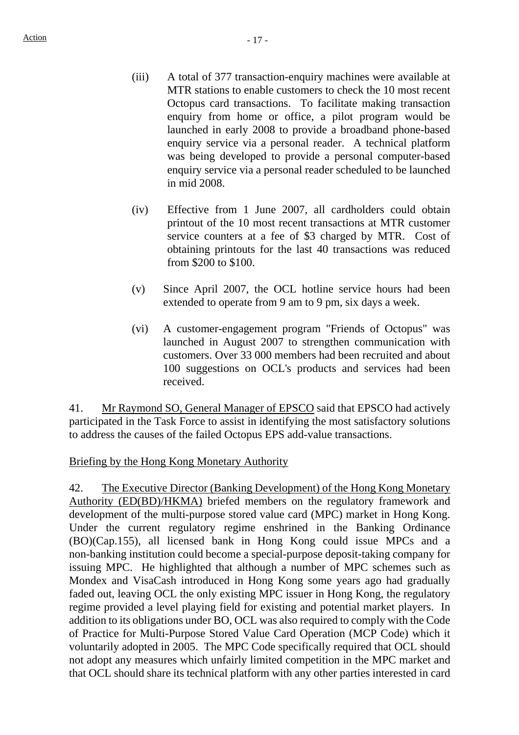(iii) A total of 377 transaction-enquiry machines were available at MTR stations to enable customers to check the 10 most recent Octopus card transactions. To facilitate making transaction enquiry from home or office, a pilot program would be launched in early 2008 to provide a broadband phone-based enquiry service via a personal reader. A technical platform was being developed to provide a personal computer-based enquiry service via a personal reader scheduled to be launched in mid 2008.

(iv) Effective from 1 June 2007, all cardholders could obtain printout of the 10 most recent transactions at MTR customer service counters at a fee of $3 charged by MTR. Cost of obtaining printouts for the last 40 transactions was reduced from $200 to $100.

(v) Since April 2007, the OCL hotline service hours had been extended to operate from 9 am to 9 pm, six days a week.

(vi) A customer-engagement program "Friends of Octopus" was launched in August 2007 to strengthen communication with customers. Over 33 000 members had been recruited and about 100 suggestions on OCL's products and services had been received.

41. Mr Raymond SO, General Manager of EPSCO said that EPSCO had actively participated in the Task Force to assist in identifying the most satisfactory solutions to address the causes of the failed Octopus EPS add-value transactions.

Briefing by the Hong Kong Monetary Authority

42. The Executive Director (Banking Development) of the Hong Kong Monetary Authority (ED(BD)/HKMA) briefed members on the regulatory framework and development of the multi-purpose stored value card (MPC) market in Hong Kong. Under the current regulatory regime enshrined in the Banking Ordinance (BO)(Cap.155), all licensed bank in Hong Kong could issue MPCs and a non-banking institution could become a special-purpose deposit-taking company for issuing MPC. He highlighted that although a number of MPC schemes such as Mondex and VisaCash introduced in Hong Kong some years ago had gradually faded out, leaving OCL the only existing MPC issuer in Hong Kong, the regulatory regime provided a level playing field for existing and potential market players. In addition to its obligations under BO, OCL was also required to comply with the Code of Practice for Multi-Purpose Stored Value Card Operation (MCP Code) which it voluntarily adopted in 2005. The MPC Code specifically required that OCL should not adopt any measures which unfairly limited competition in the MPC market and that OCL should share its technical platform with any other parties interested in card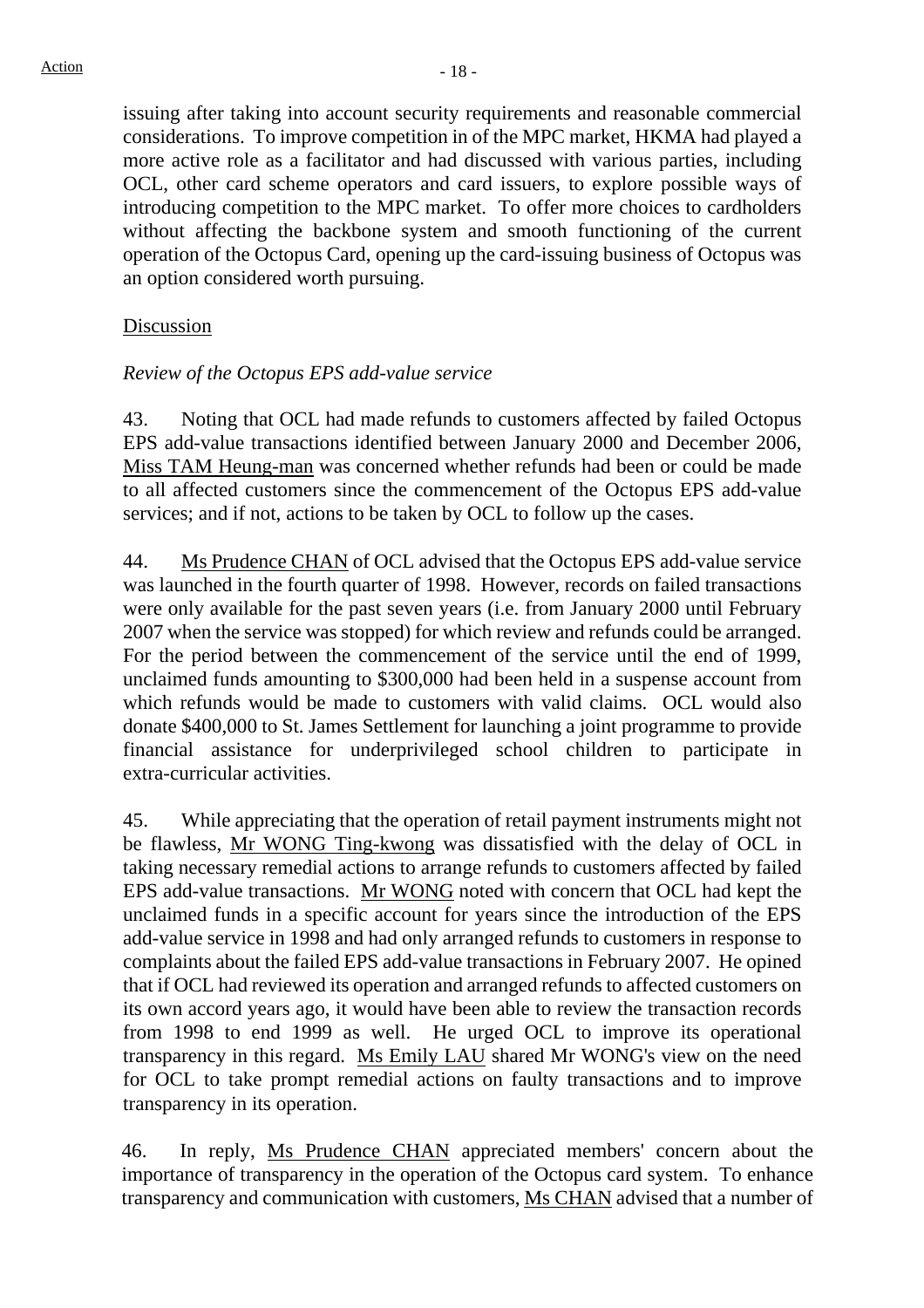issuing after taking into account security requirements and reasonable commercial considerations. To improve competition in of the MPC market, HKMA had played a more active role as a facilitator and had discussed with various parties, including OCL, other card scheme operators and card issuers, to explore possible ways of introducing competition to the MPC market. To offer more choices to cardholders without affecting the backbone system and smooth functioning of the current operation of the Octopus Card, opening up the card-issuing business of Octopus was an option considered worth pursuing.

Discussion

*Review of the Octopus EPS add-value service*

43. Noting that OCL had made refunds to customers affected by failed Octopus EPS add-value transactions identified between January 2000 and December 2006, Miss TAM Heung-man was concerned whether refunds had been or could be made to all affected customers since the commencement of the Octopus EPS add-value services; and if not, actions to be taken by OCL to follow up the cases.

44. Ms Prudence CHAN of OCL advised that the Octopus EPS add-value service was launched in the fourth quarter of 1998. However, records on failed transactions were only available for the past seven years (i.e. from January 2000 until February 2007 when the service was stopped) for which review and refunds could be arranged. For the period between the commencement of the service until the end of 1999, unclaimed funds amounting to $300,000 had been held in a suspense account from which refunds would be made to customers with valid claims. OCL would also donate $400,000 to St. James Settlement for launching a joint programme to provide financial assistance for underprivileged school children to participate in extra-curricular activities.

45. While appreciating that the operation of retail payment instruments might not be flawless, Mr WONG Ting-kwong was dissatisfied with the delay of OCL in taking necessary remedial actions to arrange refunds to customers affected by failed EPS add-value transactions. Mr WONG noted with concern that OCL had kept the unclaimed funds in a specific account for years since the introduction of the EPS add-value service in 1998 and had only arranged refunds to customers in response to complaints about the failed EPS add-value transactions in February 2007. He opined that if OCL had reviewed its operation and arranged refunds to affected customers on its own accord years ago, it would have been able to review the transaction records from 1998 to end 1999 as well. He urged OCL to improve its operational transparency in this regard. Ms Emily LAU shared Mr WONG's view on the need for OCL to take prompt remedial actions on faulty transactions and to improve transparency in its operation.

46. In reply, Ms Prudence CHAN appreciated members' concern about the importance of transparency in the operation of the Octopus card system. To enhance transparency and communication with customers, Ms CHAN advised that a number of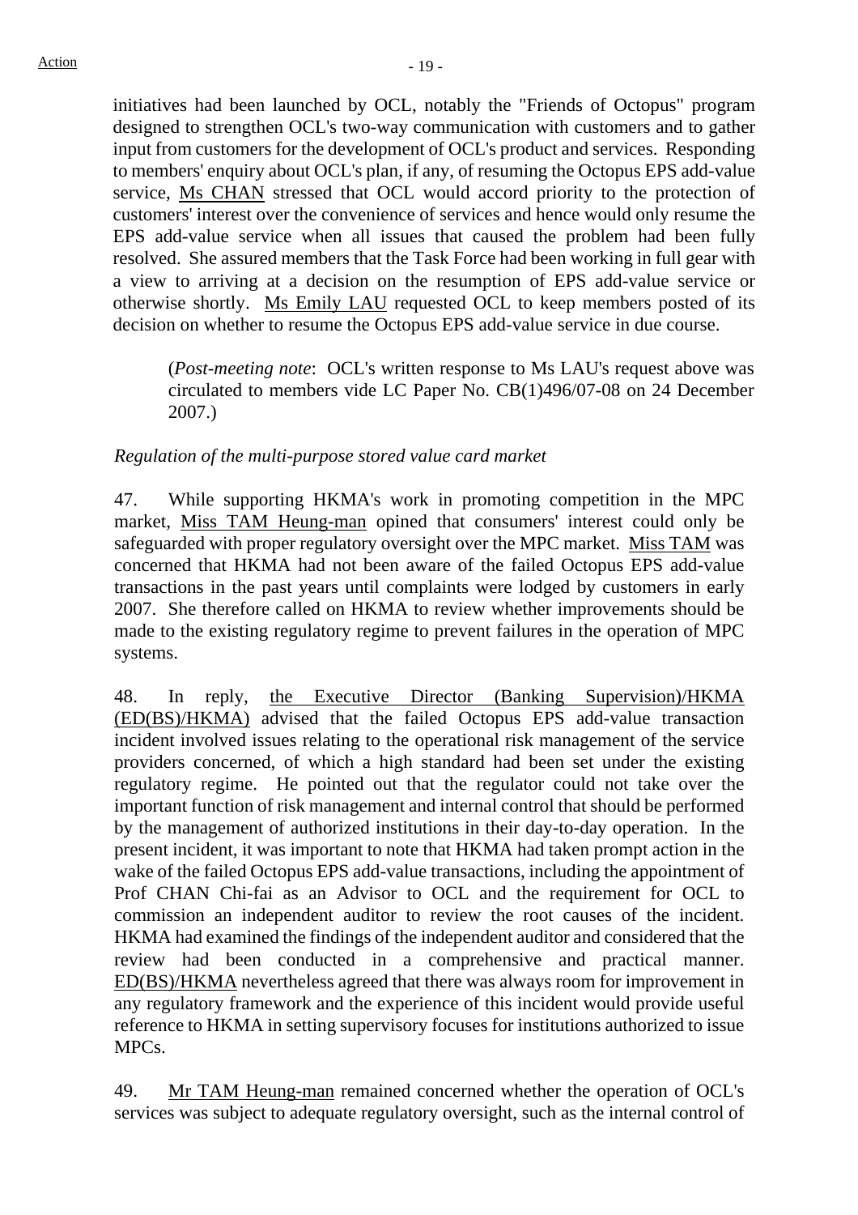initiatives had been launched by OCL, notably the "Friends of Octopus" program designed to strengthen OCL's two-way communication with customers and to gather input from customers for the development of OCL's product and services. Responding to members' enquiry about OCL's plan, if any, of resuming the Octopus EPS add-value service, Ms CHAN stressed that OCL would accord priority to the protection of customers' interest over the convenience of services and hence would only resume the EPS add-value service when all issues that caused the problem had been fully resolved. She assured members that the Task Force had been working in full gear with a view to arriving at a decision on the resumption of EPS add-value service or otherwise shortly. Ms Emily LAU requested OCL to keep members posted of its decision on whether to resume the Octopus EPS add-value service in due course.

(*Post-meeting note*: OCL's written response to Ms LAU's request above was circulated to members vide LC Paper No. CB(1)496/07-08 on 24 December 2007.)

*Regulation of the multi-purpose stored value card market*

47. While supporting HKMA's work in promoting competition in the MPC market, Miss TAM Heung-man opined that consumers' interest could only be safeguarded with proper regulatory oversight over the MPC market. Miss TAM was concerned that HKMA had not been aware of the failed Octopus EPS add-value transactions in the past years until complaints were lodged by customers in early 2007. She therefore called on HKMA to review whether improvements should be made to the existing regulatory regime to prevent failures in the operation of MPC systems.

48. In reply, the Executive Director (Banking Supervision)/HKMA (ED(BS)/HKMA) advised that the failed Octopus EPS add-value transaction incident involved issues relating to the operational risk management of the service providers concerned, of which a high standard had been set under the existing regulatory regime. He pointed out that the regulator could not take over the important function of risk management and internal control that should be performed by the management of authorized institutions in their day-to-day operation. In the present incident, it was important to note that HKMA had taken prompt action in the wake of the failed Octopus EPS add-value transactions, including the appointment of Prof CHAN Chi-fai as an Advisor to OCL and the requirement for OCL to commission an independent auditor to review the root causes of the incident. HKMA had examined the findings of the independent auditor and considered that the review had been conducted in a comprehensive and practical manner. ED(BS)/HKMA nevertheless agreed that there was always room for improvement in any regulatory framework and the experience of this incident would provide useful reference to HKMA in setting supervisory focuses for institutions authorized to issue MPCs.

49. Mr TAM Heung-man remained concerned whether the operation of OCL's services was subject to adequate regulatory oversight, such as the internal control of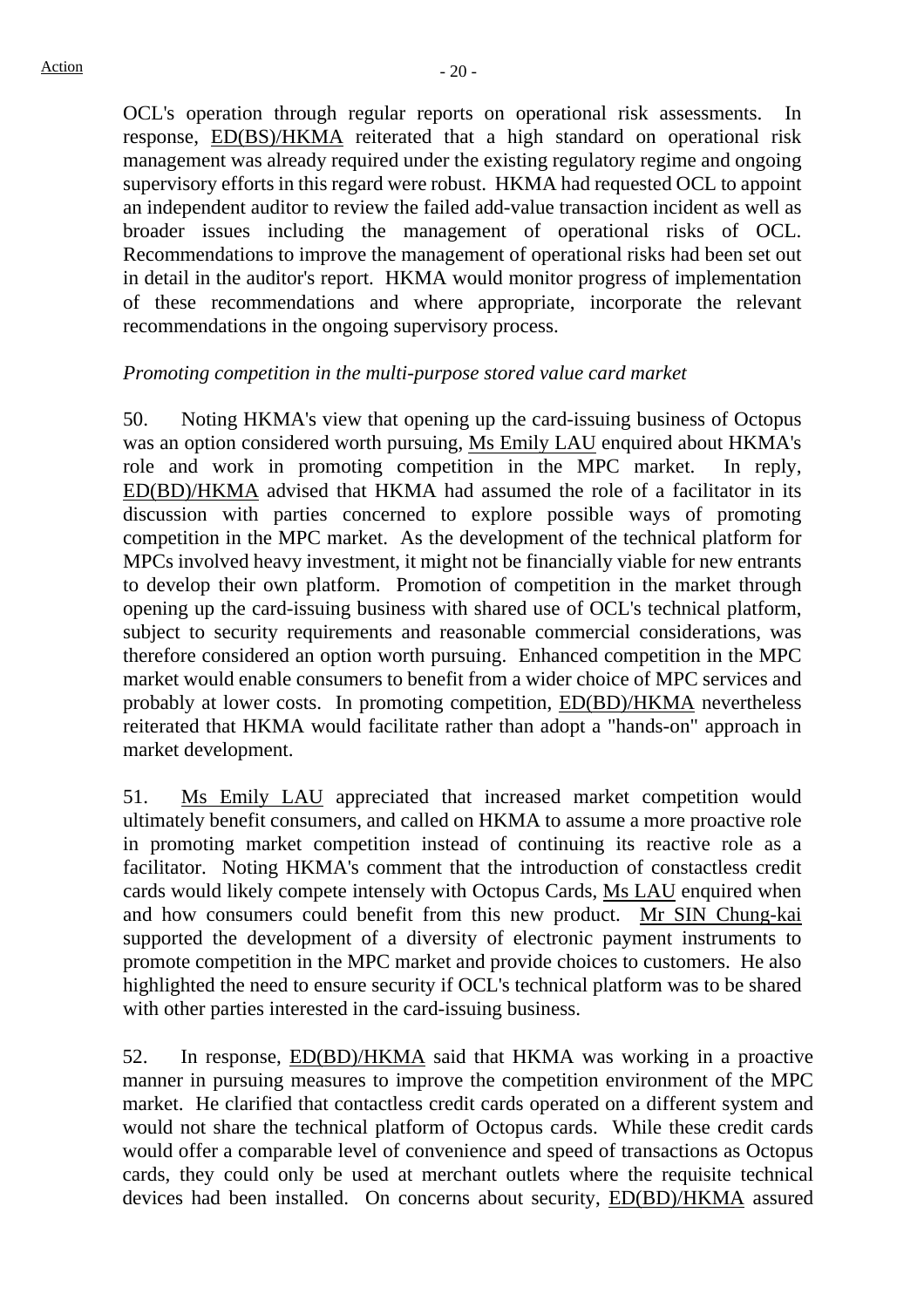OCL's operation through regular reports on operational risk assessments. In response, ED(BS)/HKMA reiterated that a high standard on operational risk management was already required under the existing regulatory regime and ongoing supervisory efforts in this regard were robust. HKMA had requested OCL to appoint an independent auditor to review the failed add-value transaction incident as well as broader issues including the management of operational risks of OCL. Recommendations to improve the management of operational risks had been set out in detail in the auditor's report. HKMA would monitor progress of implementation of these recommendations and where appropriate, incorporate the relevant recommendations in the ongoing supervisory process.

*Promoting competition in the multi-purpose stored value card market*

50. Noting HKMA's view that opening up the card-issuing business of Octopus was an option considered worth pursuing, Ms Emily LAU enquired about HKMA's role and work in promoting competition in the MPC market. In reply, ED(BD)/HKMA advised that HKMA had assumed the role of a facilitator in its discussion with parties concerned to explore possible ways of promoting competition in the MPC market. As the development of the technical platform for MPCs involved heavy investment, it might not be financially viable for new entrants to develop their own platform. Promotion of competition in the market through opening up the card-issuing business with shared use of OCL's technical platform, subject to security requirements and reasonable commercial considerations, was therefore considered an option worth pursuing. Enhanced competition in the MPC market would enable consumers to benefit from a wider choice of MPC services and probably at lower costs. In promoting competition, ED(BD)/HKMA nevertheless reiterated that HKMA would facilitate rather than adopt a "hands-on" approach in market development.

51. Ms Emily LAU appreciated that increased market competition would ultimately benefit consumers, and called on HKMA to assume a more proactive role in promoting market competition instead of continuing its reactive role as a facilitator. Noting HKMA's comment that the introduction of constactless credit cards would likely compete intensely with Octopus Cards, Ms LAU enquired when and how consumers could benefit from this new product. Mr SIN Chung-kai supported the development of a diversity of electronic payment instruments to promote competition in the MPC market and provide choices to customers. He also highlighted the need to ensure security if OCL's technical platform was to be shared with other parties interested in the card-issuing business.

52. In response, ED(BD)/HKMA said that HKMA was working in a proactive manner in pursuing measures to improve the competition environment of the MPC market. He clarified that contactless credit cards operated on a different system and would not share the technical platform of Octopus cards. While these credit cards would offer a comparable level of convenience and speed of transactions as Octopus cards, they could only be used at merchant outlets where the requisite technical devices had been installed. On concerns about security, ED(BD)/HKMA assured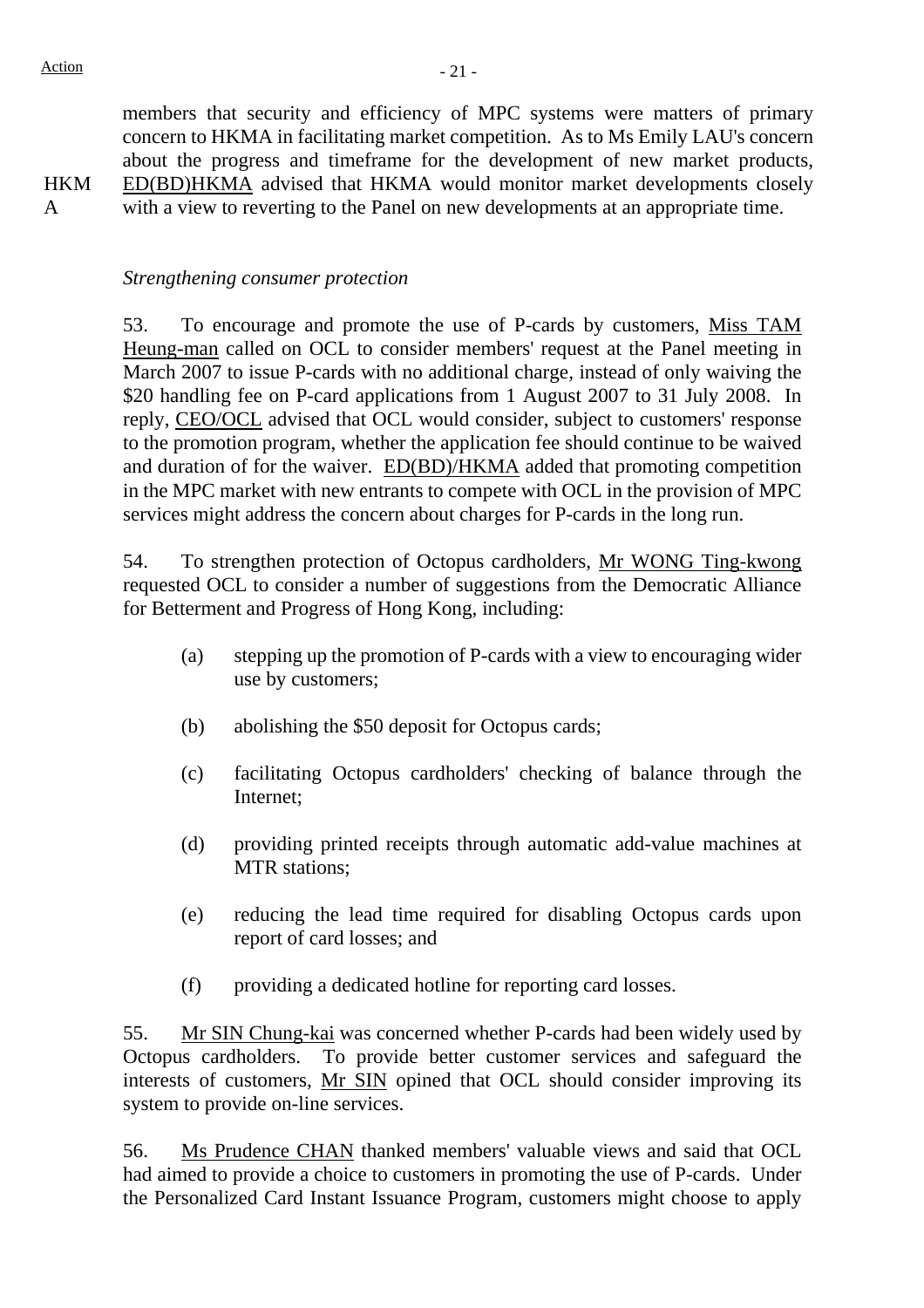members that security and efficiency of MPC systems were matters of primary concern to HKMA in facilitating market competition. As to Ms Emily LAU's concern about the progress and timeframe for the development of new market products, ED(BD)HKMA advised that HKMA would monitor market developments closely with a view to reverting to the Panel on new developments at an appropriate time.

HKMA

*Strengthening consumer protection*

53. To encourage and promote the use of P-cards by customers, Miss TAM Heung-man called on OCL to consider members' request at the Panel meeting in March 2007 to issue P-cards with no additional charge, instead of only waiving the $20 handling fee on P-card applications from 1 August 2007 to 31 July 2008. In reply, CEO/OCL advised that OCL would consider, subject to customers' response to the promotion program, whether the application fee should continue to be waived and duration of for the waiver. ED(BD)/HKMA added that promoting competition in the MPC market with new entrants to compete with OCL in the provision of MPC services might address the concern about charges for P-cards in the long run.

54. To strengthen protection of Octopus cardholders, Mr WONG Ting-kwong requested OCL to consider a number of suggestions from the Democratic Alliance for Betterment and Progress of Hong Kong, including:

(a) stepping up the promotion of P-cards with a view to encouraging wider use by customers;

(b) abolishing the $50 deposit for Octopus cards;

(c) facilitating Octopus cardholders' checking of balance through the Internet;

(d) providing printed receipts through automatic add-value machines at MTR stations;

(e) reducing the lead time required for disabling Octopus cards upon report of card losses; and

(f) providing a dedicated hotline for reporting card losses.

55. Mr SIN Chung-kai was concerned whether P-cards had been widely used by Octopus cardholders. To provide better customer services and safeguard the interests of customers, Mr SIN opined that OCL should consider improving its system to provide on-line services.

56. Ms Prudence CHAN thanked members' valuable views and said that OCL had aimed to provide a choice to customers in promoting the use of P-cards. Under the Personalized Card Instant Issuance Program, customers might choose to apply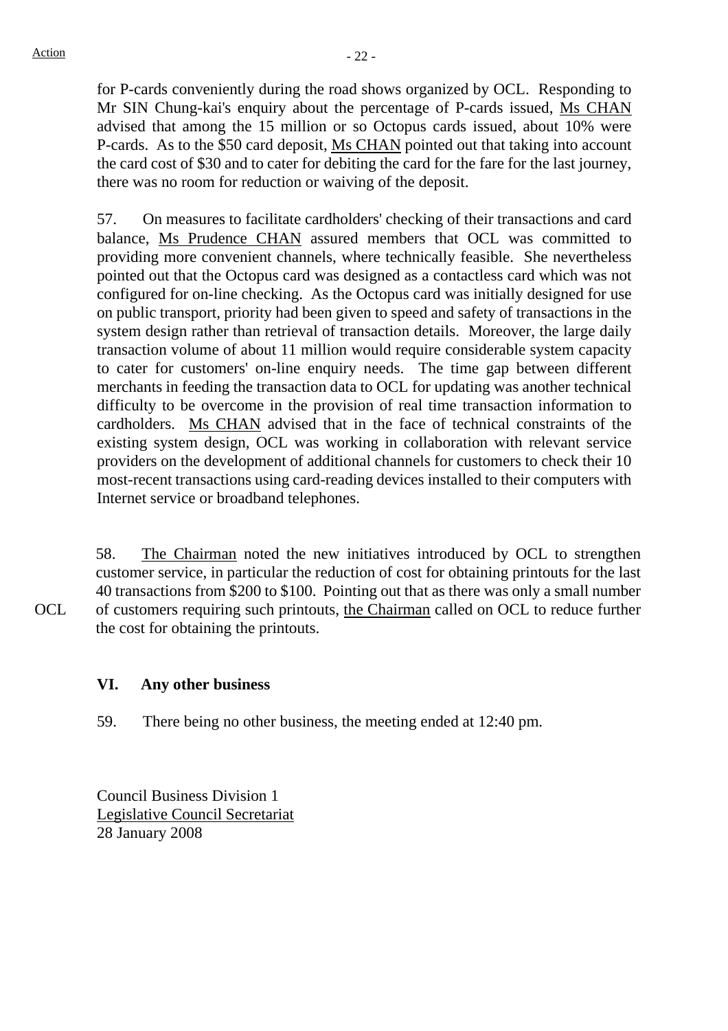Action

for P-cards conveniently during the road shows organized by OCL. Responding to Mr SIN Chung-kai's enquiry about the percentage of P-cards issued, Ms CHAN advised that among the 15 million or so Octopus cards issued, about 10% were P-cards. As to the $50 card deposit, Ms CHAN pointed out that taking into account the card cost of $30 and to cater for debiting the card for the fare for the last journey, there was no room for reduction or waiving of the deposit.

57. On measures to facilitate cardholders' checking of their transactions and card balance, Ms Prudence CHAN assured members that OCL was committed to providing more convenient channels, where technically feasible. She nevertheless pointed out that the Octopus card was designed as a contactless card which was not configured for on-line checking. As the Octopus card was initially designed for use on public transport, priority had been given to speed and safety of transactions in the system design rather than retrieval of transaction details. Moreover, the large daily transaction volume of about 11 million would require considerable system capacity to cater for customers' on-line enquiry needs. The time gap between different merchants in feeding the transaction data to OCL for updating was another technical difficulty to be overcome in the provision of real time transaction information to cardholders. Ms CHAN advised that in the face of technical constraints of the existing system design, OCL was working in collaboration with relevant service providers on the development of additional channels for customers to check their 10 most-recent transactions using card-reading devices installed to their computers with Internet service or broadband telephones.

OCL

58. The Chairman noted the new initiatives introduced by OCL to strengthen customer service, in particular the reduction of cost for obtaining printouts for the last 40 transactions from $200 to $100. Pointing out that as there was only a small number of customers requiring such printouts, the Chairman called on OCL to reduce further the cost for obtaining the printouts.

## VI. Any other business

59. There being no other business, the meeting ended at 12:40 pm.

Council Business Division 1
Legislative Council Secretariat
28 January 2008